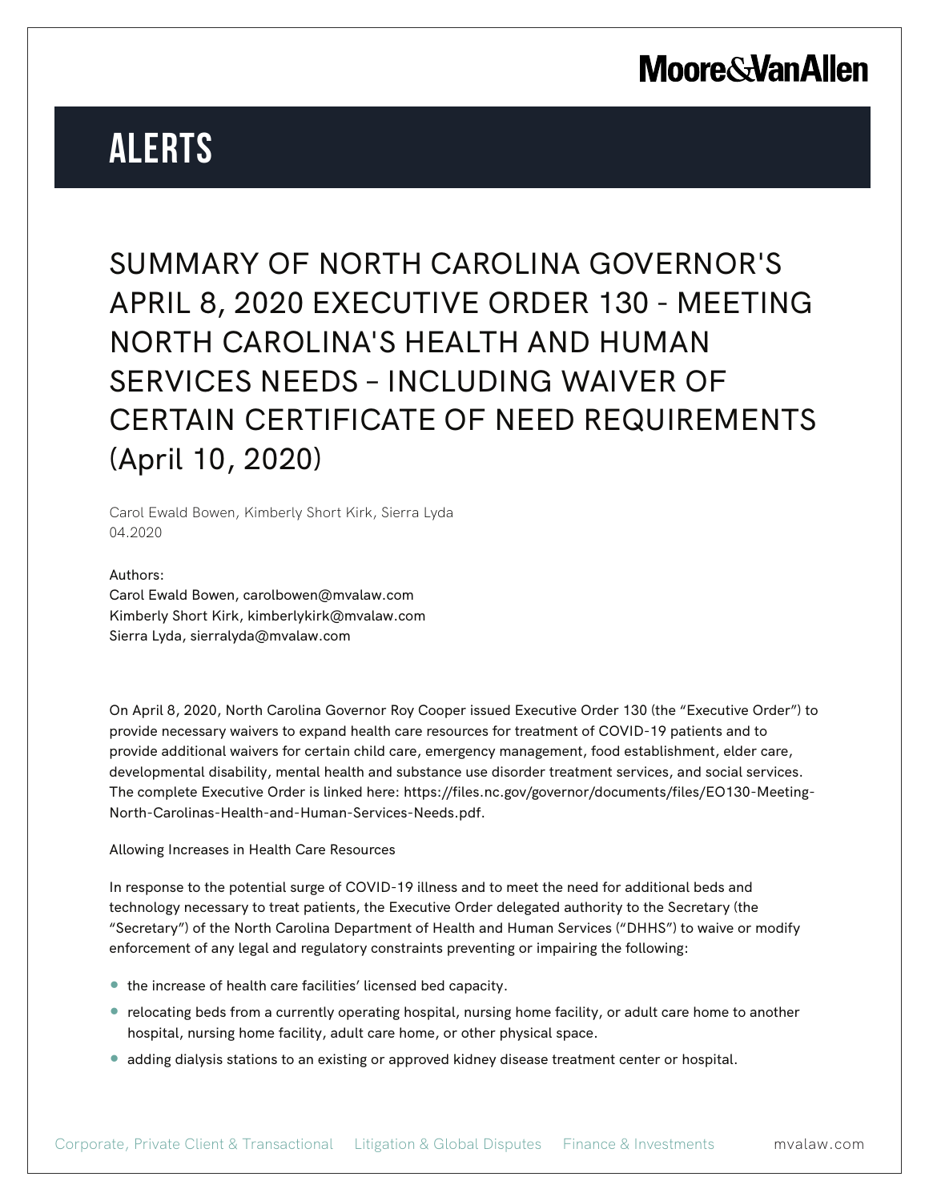# SUMMARY OF NORTH CAROLINA GOVERNOR'S APRIL 8, 2020 EXECUTIVE ORDER 130 - MEETING NORTH CAROLINA'S HEALTH AND HUMAN SERVICES NEEDS – INCLUDING WAIVER OF CERTAIN CERTIFICATE OF NEED REQUIREMENTS (April 10, 2020)

Carol Ewald Bowen, Kimberly Short Kirk, Sierra Lyda
04.2020

Authors:
Carol Ewald Bowen, carolbowen@mvalaw.com
Kimberly Short Kirk, kimberlykirk@mvalaw.com
Sierra Lyda, sierralyda@mvalaw.com

On April 8, 2020, North Carolina Governor Roy Cooper issued Executive Order 130 (the "Executive Order") to provide necessary waivers to expand health care resources for treatment of COVID-19 patients and to provide additional waivers for certain child care, emergency management, food establishment, elder care, developmental disability, mental health and substance use disorder treatment services, and social services. The complete Executive Order is linked here: https://files.nc.gov/governor/documents/files/EO130-Meeting-North-Carolinas-Health-and-Human-Services-Needs.pdf.

## Allowing Increases in Health Care Resources

In response to the potential surge of COVID-19 illness and to meet the need for additional beds and technology necessary to treat patients, the Executive Order delegated authority to the Secretary (the "Secretary") of the North Carolina Department of Health and Human Services ("DHHS") to waive or modify enforcement of any legal and regulatory constraints preventing or impairing the following:

- the increase of health care facilities' licensed bed capacity.
- relocating beds from a currently operating hospital, nursing home facility, or adult care home to another hospital, nursing home facility, adult care home, or other physical space.
- adding dialysis stations to an existing or approved kidney disease treatment center or hospital.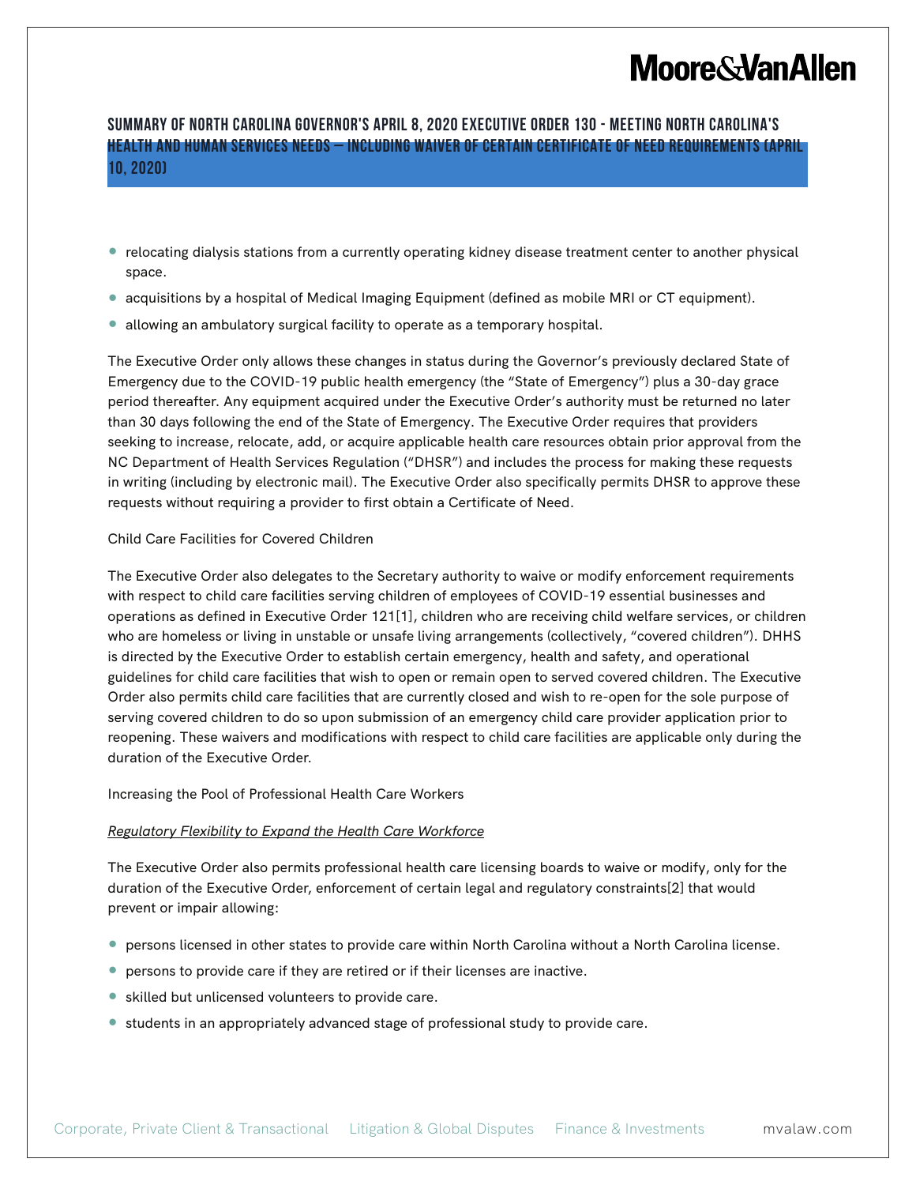- relocating dialysis stations from a currently operating kidney disease treatment center to another physical space.
- acquisitions by a hospital of Medical Imaging Equipment (defined as mobile MRI or CT equipment).
- allowing an ambulatory surgical facility to operate as a temporary hospital.

The Executive Order only allows these changes in status during the Governor's previously declared State of Emergency due to the COVID-19 public health emergency (the "State of Emergency") plus a 30-day grace period thereafter. Any equipment acquired under the Executive Order's authority must be returned no later than 30 days following the end of the State of Emergency. The Executive Order requires that providers seeking to increase, relocate, add, or acquire applicable health care resources obtain prior approval from the NC Department of Health Services Regulation ("DHSR") and includes the process for making these requests in writing (including by electronic mail). The Executive Order also specifically permits DHSR to approve these requests without requiring a provider to first obtain a Certificate of Need.

Child Care Facilities for Covered Children

The Executive Order also delegates to the Secretary authority to waive or modify enforcement requirements with respect to child care facilities serving children of employees of COVID-19 essential businesses and operations as defined in Executive Order 121[1], children who are receiving child welfare services, or children who are homeless or living in unstable or unsafe living arrangements (collectively, "covered children"). DHHS is directed by the Executive Order to establish certain emergency, health and safety, and operational guidelines for child care facilities that wish to open or remain open to served covered children. The Executive Order also permits child care facilities that are currently closed and wish to re-open for the sole purpose of serving covered children to do so upon submission of an emergency child care provider application prior to reopening. These waivers and modifications with respect to child care facilities are applicable only during the duration of the Executive Order.

Increasing the Pool of Professional Health Care Workers

*Regulatory Flexibility to Expand the Health Care Workforce*

The Executive Order also permits professional health care licensing boards to waive or modify, only for the duration of the Executive Order, enforcement of certain legal and regulatory constraints[2] that would prevent or impair allowing:

- persons licensed in other states to provide care within North Carolina without a North Carolina license.
- persons to provide care if they are retired or if their licenses are inactive.
- skilled but unlicensed volunteers to provide care.
- students in an appropriately advanced stage of professional study to provide care.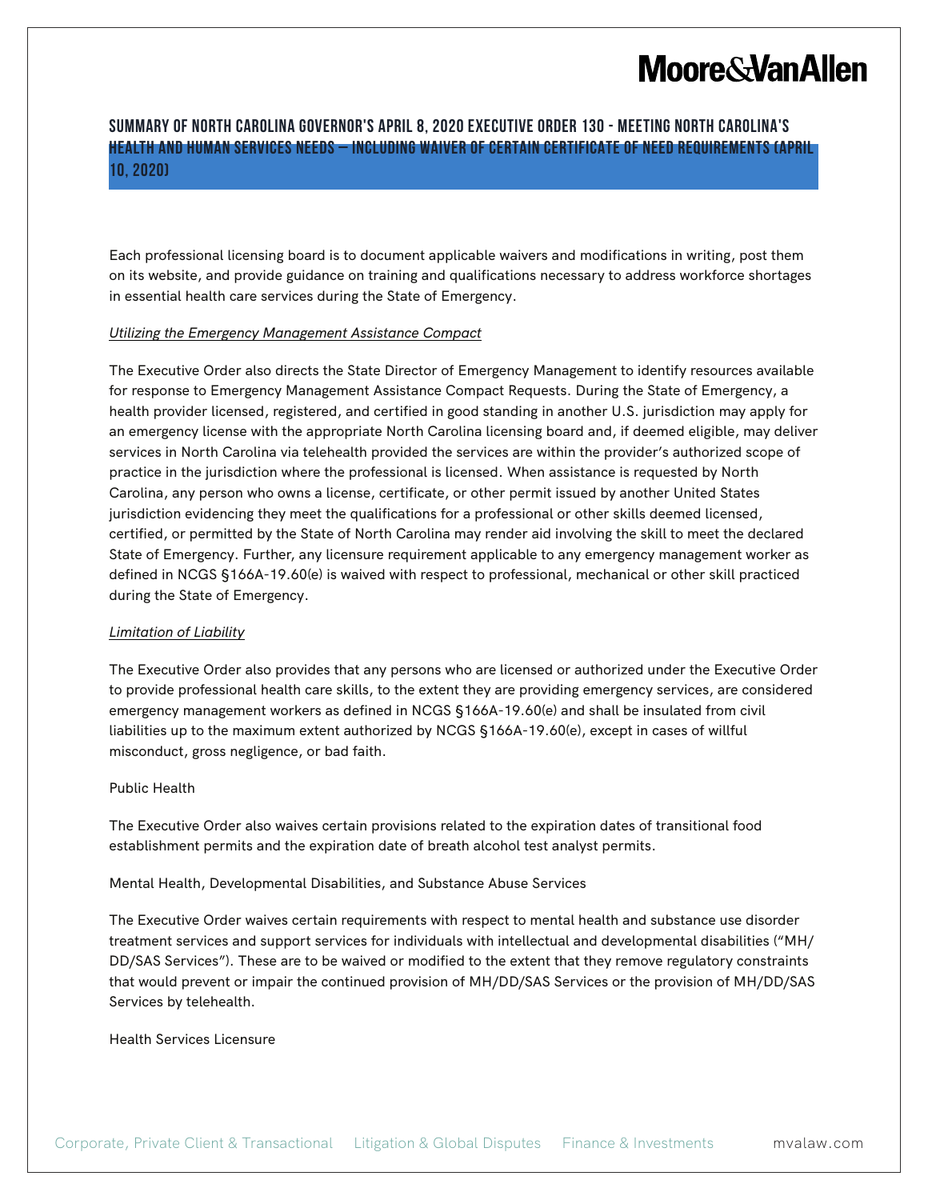Each professional licensing board is to document applicable waivers and modifications in writing, post them on its website, and provide guidance on training and qualifications necessary to address workforce shortages in essential health care services during the State of Emergency.

*Utilizing the Emergency Management Assistance Compact*

The Executive Order also directs the State Director of Emergency Management to identify resources available for response to Emergency Management Assistance Compact Requests. During the State of Emergency, a health provider licensed, registered, and certified in good standing in another U.S. jurisdiction may apply for an emergency license with the appropriate North Carolina licensing board and, if deemed eligible, may deliver services in North Carolina via telehealth provided the services are within the provider's authorized scope of practice in the jurisdiction where the professional is licensed. When assistance is requested by North Carolina, any person who owns a license, certificate, or other permit issued by another United States jurisdiction evidencing they meet the qualifications for a professional or other skills deemed licensed, certified, or permitted by the State of North Carolina may render aid involving the skill to meet the declared State of Emergency. Further, any licensure requirement applicable to any emergency management worker as defined in NCGS §166A-19.60(e) is waived with respect to professional, mechanical or other skill practiced during the State of Emergency.

*Limitation of Liability*

The Executive Order also provides that any persons who are licensed or authorized under the Executive Order to provide professional health care skills, to the extent they are providing emergency services, are considered emergency management workers as defined in NCGS §166A-19.60(e) and shall be insulated from civil liabilities up to the maximum extent authorized by NCGS §166A-19.60(e), except in cases of willful misconduct, gross negligence, or bad faith.

Public Health

The Executive Order also waives certain provisions related to the expiration dates of transitional food establishment permits and the expiration date of breath alcohol test analyst permits.

Mental Health, Developmental Disabilities, and Substance Abuse Services

The Executive Order waives certain requirements with respect to mental health and substance use disorder treatment services and support services for individuals with intellectual and developmental disabilities ("MH/DD/SAS Services"). These are to be waived or modified to the extent that they remove regulatory constraints that would prevent or impair the continued provision of MH/DD/SAS Services or the provision of MH/DD/SAS Services by telehealth.

Health Services Licensure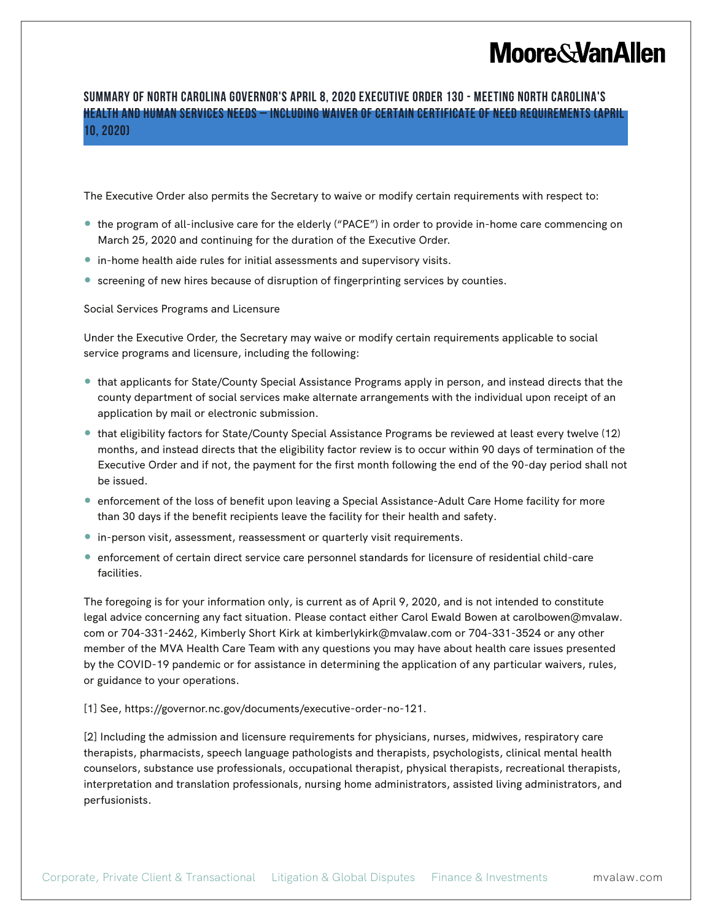The Executive Order also permits the Secretary to waive or modify certain requirements with respect to:

- the program of all-inclusive care for the elderly ("PACE") in order to provide in-home care commencing on March 25, 2020 and continuing for the duration of the Executive Order.
- in-home health aide rules for initial assessments and supervisory visits.
- screening of new hires because of disruption of fingerprinting services by counties.

Social Services Programs and Licensure

Under the Executive Order, the Secretary may waive or modify certain requirements applicable to social service programs and licensure, including the following:

- that applicants for State/County Special Assistance Programs apply in person, and instead directs that the county department of social services make alternate arrangements with the individual upon receipt of an application by mail or electronic submission.
- that eligibility factors for State/County Special Assistance Programs be reviewed at least every twelve (12) months, and instead directs that the eligibility factor review is to occur within 90 days of termination of the Executive Order and if not, the payment for the first month following the end of the 90-day period shall not be issued.
- enforcement of the loss of benefit upon leaving a Special Assistance-Adult Care Home facility for more than 30 days if the benefit recipients leave the facility for their health and safety.
- in-person visit, assessment, reassessment or quarterly visit requirements.
- enforcement of certain direct service care personnel standards for licensure of residential child-care facilities.

The foregoing is for your information only, is current as of April 9, 2020, and is not intended to constitute legal advice concerning any fact situation. Please contact either Carol Ewald Bowen at carolbowen@mvalaw.com or 704-331-2462, Kimberly Short Kirk at kimberlykirk@mvalaw.com or 704-331-3524 or any other member of the MVA Health Care Team with any questions you may have about health care issues presented by the COVID-19 pandemic or for assistance in determining the application of any particular waivers, rules, or guidance to your operations.

[1] See, https://governor.nc.gov/documents/executive-order-no-121.

[2] Including the admission and licensure requirements for physicians, nurses, midwives, respiratory care therapists, pharmacists, speech language pathologists and therapists, psychologists, clinical mental health counselors, substance use professionals, occupational therapist, physical therapists, recreational therapists, interpretation and translation professionals, nursing home administrators, assisted living administrators, and perfusionists.